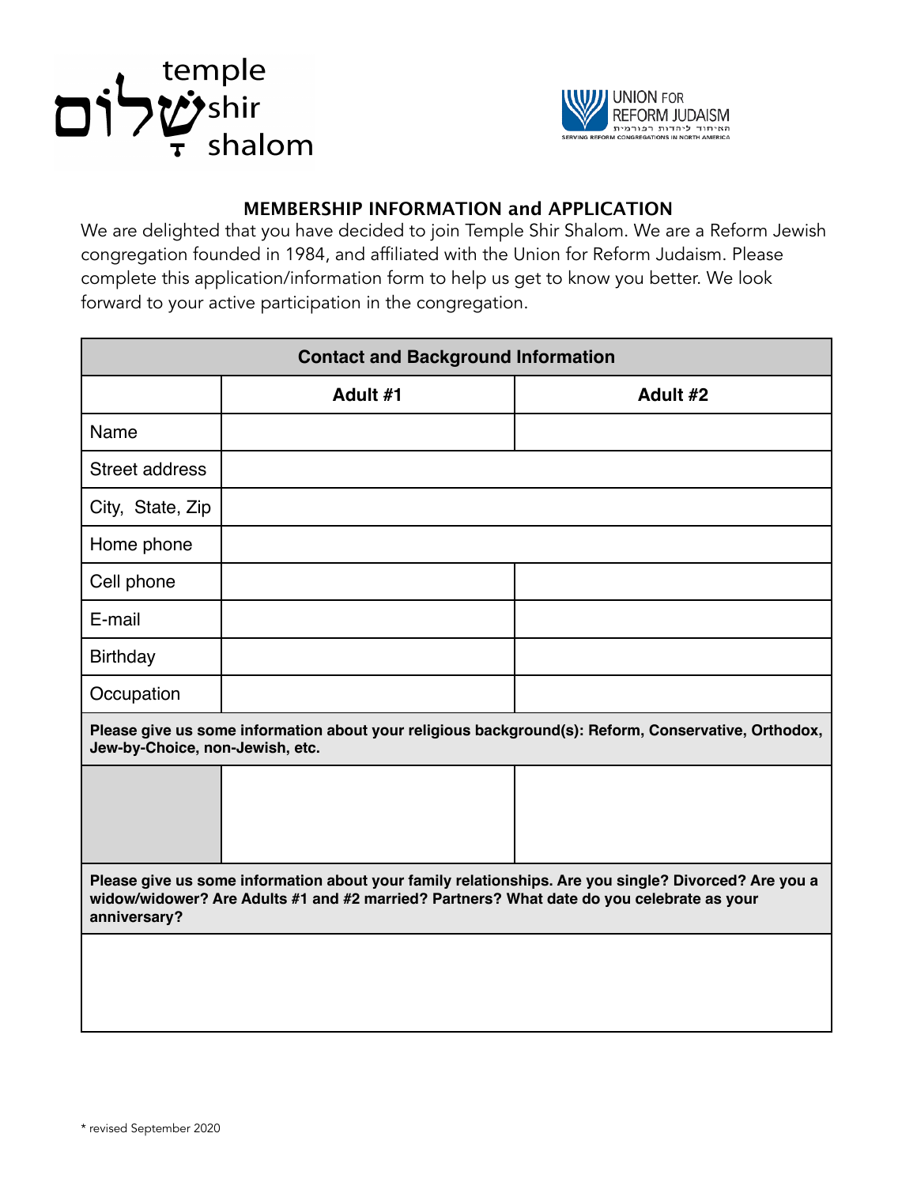temple שָׁלוֹם shir shalom

UNION FOR REFORM JUDAISM
התאחדות ליהדות רפורמית
SERVING REFORM CONGREGATIONS IN NORTH AMERICA

## MEMBERSHIP INFORMATION and APPLICATION

We are delighted that you have decided to join Temple Shir Shalom. We are a Reform Jewish congregation founded in 1984, and affiliated with the Union for Reform Judaism. Please complete this application/information form to help us get to know you better. We look forward to your active participation in the congregation.

| Contact and Background Information | | |
|---|---|---|
| | **Adult #1** | **Adult #2** |
| Name | | |
| Street address | | |
| City, State, Zip | | |
| Home phone | | |
| Cell phone | | |
| E-mail | | |
| Birthday | | |
| Occupation | | |
| **Please give us some information about your religious background(s): Reform, Conservative, Orthodox, Jew-by-Choice, non-Jewish, etc.** | | |
| | | |
| **Please give us some information about your family relationships. Are you single? Divorced? Are you a widow/widower? Are Adults #1 and #2 married? Partners? What date do you celebrate as your anniversary?** | | |
| | | |

* revised September 2020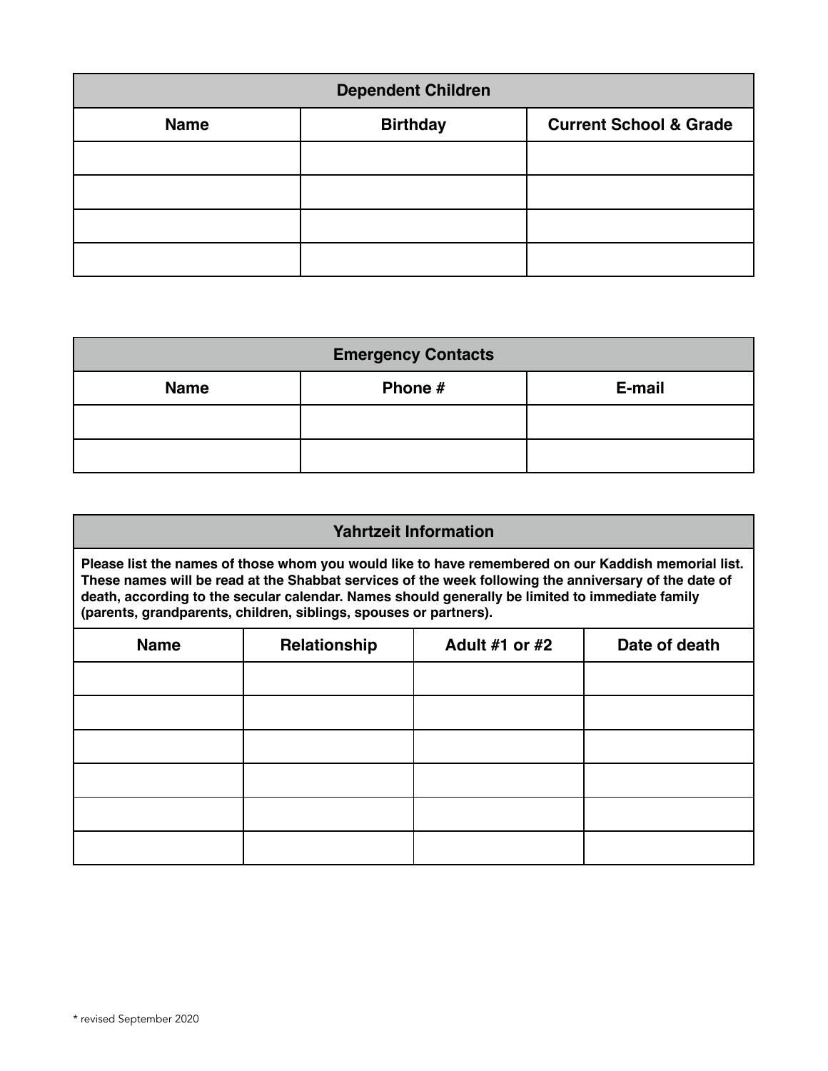| Dependent Children | | |
|---|---|---|
| **Name** | **Birthday** | **Current School & Grade** |
| | | |
| | | |
| | | |
| | | |

| Emergency Contacts | | |
|---|---|---|
| **Name** | **Phone #** | **E-mail** |
| | | |
| | | |

| Yahrtzeit Information | | | |
|---|---|---|---|
| **Please list the names of those whom you would like to have remembered on our Kaddish memorial list. These names will be read at the Shabbat services of the week following the anniversary of the date of death, according to the secular calendar. Names should generally be limited to immediate family (parents, grandparents, children, siblings, spouses or partners).** | | | |
| **Name** | **Relationship** | **Adult #1 or #2** | **Date of death** |
| | | | |
| | | | |
| | | | |
| | | | |
| | | | |
| | | | |

* revised September 2020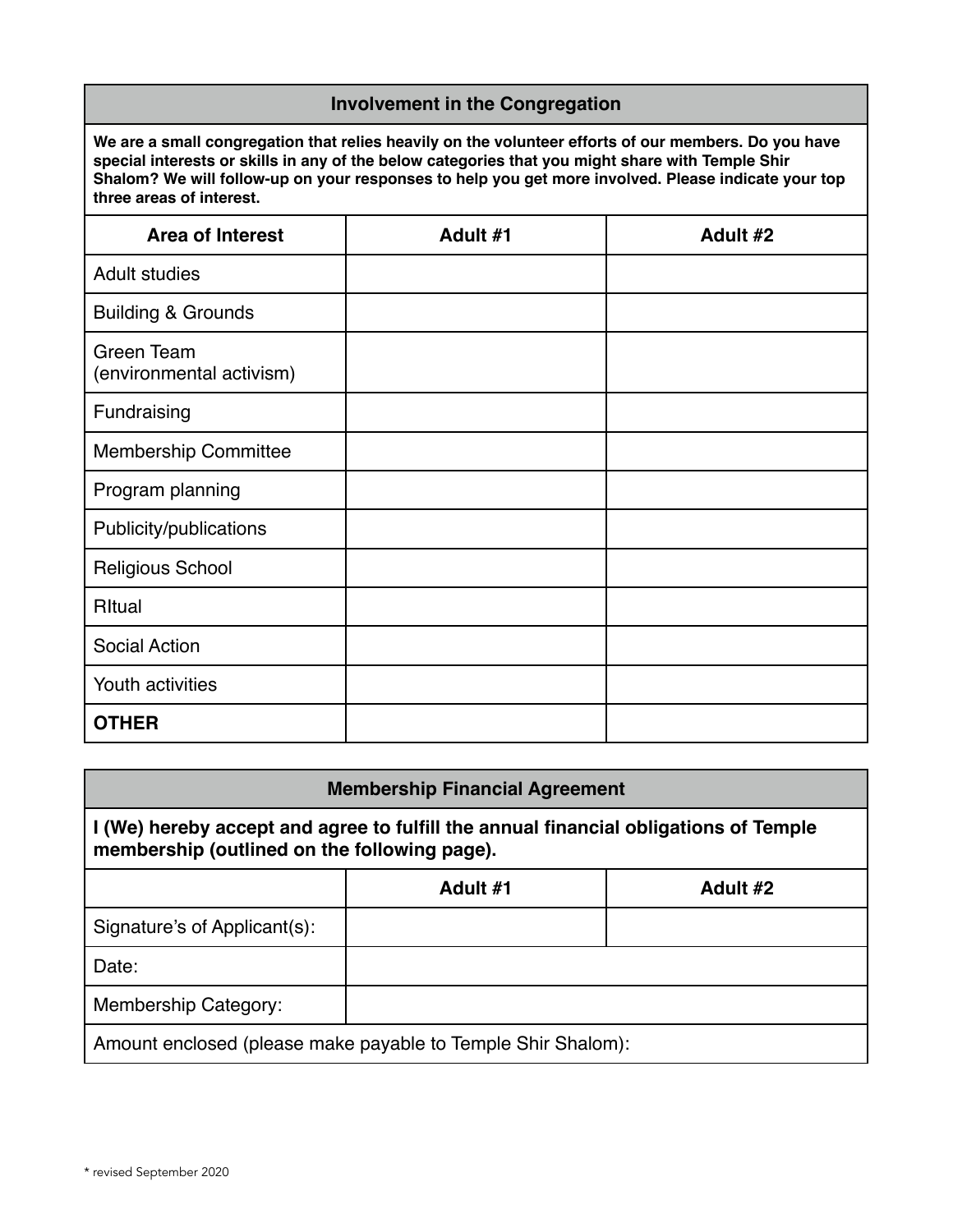| Involvement in the Congregation | | |
|---|---|---|
| **We are a small congregation that relies heavily on the volunteer efforts of our members. Do you have special interests or skills in any of the below categories that you might share with Temple Shir Shalom? We will follow-up on your responses to help you get more involved. Please indicate your top three areas of interest.** | | |
| **Area of Interest** | **Adult #1** | **Adult #2** |
| Adult studies | | |
| Building & Grounds | | |
| Green Team (environmental activism) | | |
| Fundraising | | |
| Membership Committee | | |
| Program planning | | |
| Publicity/publications | | |
| Religious School | | |
| RItual | | |
| Social Action | | |
| Youth activities | | |
| **OTHER** | | |

| Membership Financial Agreement | | |
|---|---|---|
| **I (We) hereby accept and agree to fulfill the annual financial obligations of Temple membership (outlined on the following page).** | | |
| | **Adult #1** | **Adult #2** |
| Signature's of Applicant(s): | | |
| Date: | | |
| Membership Category: | | |
| Amount enclosed (please make payable to Temple Shir Shalom): | | |

* revised September 2020